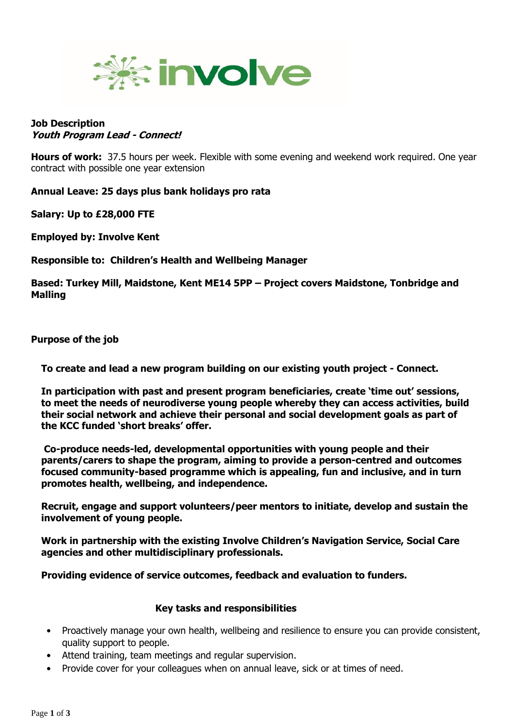**Job Description**
***Youth Program Lead - Connect!***

**Hours of work:** 37.5 hours per week. Flexible with some evening and weekend work required. One year contract with possible one year extension

**Annual Leave: 25 days plus bank holidays pro rata**

**Salary: Up to £28,000 FTE**

**Employed by: Involve Kent**

**Responsible to: Children's Health and Wellbeing Manager**

**Based: Turkey Mill, Maidstone, Kent ME14 5PP – Project covers Maidstone, Tonbridge and Malling**

**Purpose of the job**

**To create and lead a new program building on our existing youth project - Connect.**

**In participation with past and present program beneficiaries, create 'time out' sessions, to meet the needs of neurodiverse young people whereby they can access activities, build their social network and achieve their personal and social development goals as part of the KCC funded 'short breaks' offer.**

**Co-produce needs-led, developmental opportunities with young people and their parents/carers to shape the program, aiming to provide a person-centred and outcomes focused community-based programme which is appealing, fun and inclusive, and in turn promotes health, wellbeing, and independence.**

**Recruit, engage and support volunteers/peer mentors to initiate, develop and sustain the involvement of young people.**

**Work in partnership with the existing Involve Children's Navigation Service, Social Care agencies and other multidisciplinary professionals.**

**Providing evidence of service outcomes, feedback and evaluation to funders.**

**Key tasks and responsibilities**

- Proactively manage your own health, wellbeing and resilience to ensure you can provide consistent, quality support to people.
- Attend training, team meetings and regular supervision.
- Provide cover for your colleagues when on annual leave, sick or at times of need.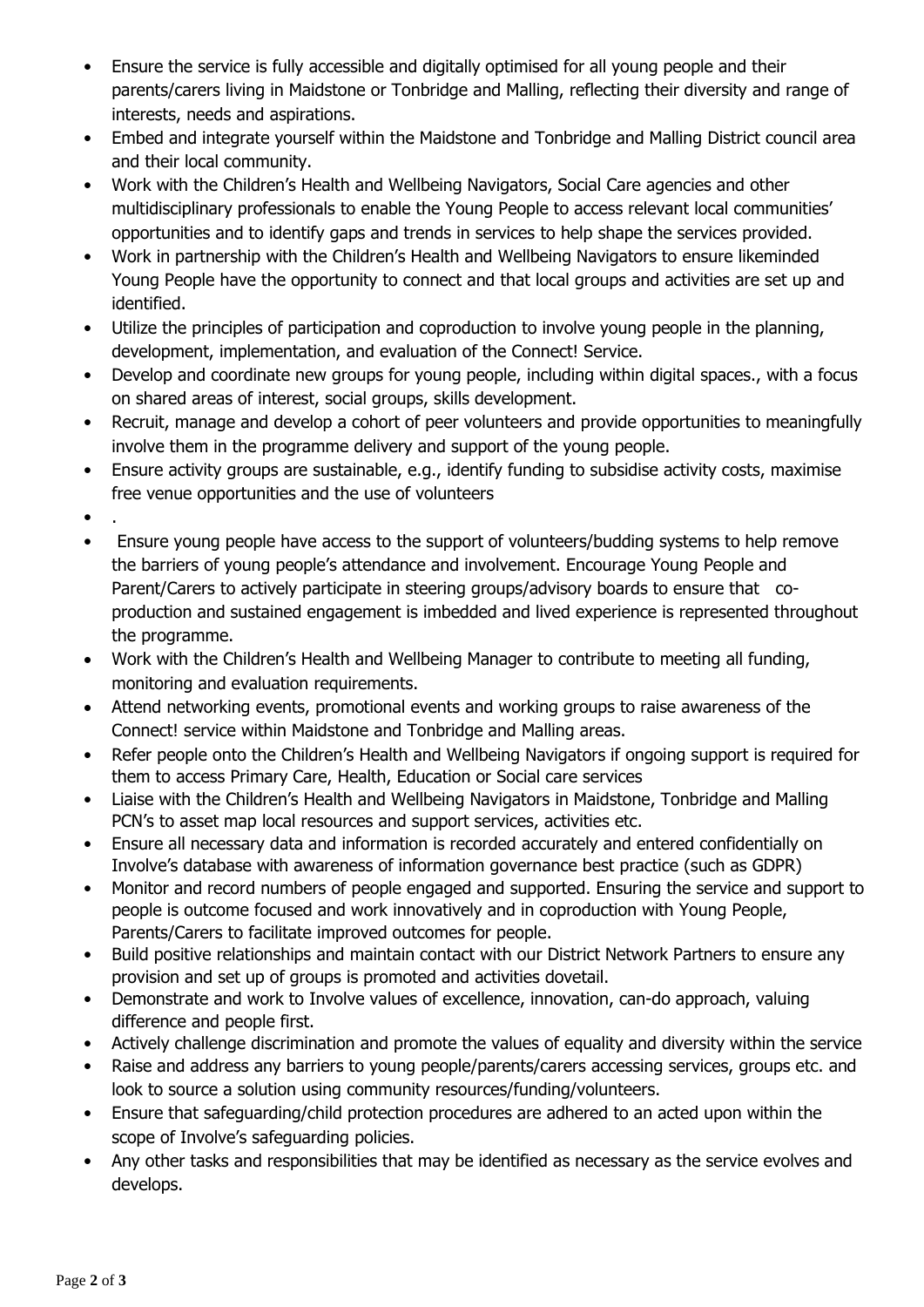- Ensure the service is fully accessible and digitally optimised for all young people and their parents/carers living in Maidstone or Tonbridge and Malling, reflecting their diversity and range of interests, needs and aspirations.
- Embed and integrate yourself within the Maidstone and Tonbridge and Malling District council area and their local community.
- Work with the Children's Health and Wellbeing Navigators, Social Care agencies and other multidisciplinary professionals to enable the Young People to access relevant local communities' opportunities and to identify gaps and trends in services to help shape the services provided.
- Work in partnership with the Children's Health and Wellbeing Navigators to ensure likeminded Young People have the opportunity to connect and that local groups and activities are set up and identified.
- Utilize the principles of participation and coproduction to involve young people in the planning, development, implementation, and evaluation of the Connect! Service.
- Develop and coordinate new groups for young people, including within digital spaces., with a focus on shared areas of interest, social groups, skills development.
- Recruit, manage and develop a cohort of peer volunteers and provide opportunities to meaningfully involve them in the programme delivery and support of the young people.
- Ensure activity groups are sustainable, e.g., identify funding to subsidise activity costs, maximise free venue opportunities and the use of volunteers
- .
- Ensure young people have access to the support of volunteers/budding systems to help remove the barriers of young people's attendance and involvement. Encourage Young People and Parent/Carers to actively participate in steering groups/advisory boards to ensure that co-production and sustained engagement is imbedded and lived experience is represented throughout the programme.
- Work with the Children's Health and Wellbeing Manager to contribute to meeting all funding, monitoring and evaluation requirements.
- Attend networking events, promotional events and working groups to raise awareness of the Connect! service within Maidstone and Tonbridge and Malling areas.
- Refer people onto the Children's Health and Wellbeing Navigators if ongoing support is required for them to access Primary Care, Health, Education or Social care services
- Liaise with the Children's Health and Wellbeing Navigators in Maidstone, Tonbridge and Malling PCN's to asset map local resources and support services, activities etc.
- Ensure all necessary data and information is recorded accurately and entered confidentially on Involve's database with awareness of information governance best practice (such as GDPR)
- Monitor and record numbers of people engaged and supported. Ensuring the service and support to people is outcome focused and work innovatively and in coproduction with Young People, Parents/Carers to facilitate improved outcomes for people.
- Build positive relationships and maintain contact with our District Network Partners to ensure any provision and set up of groups is promoted and activities dovetail.
- Demonstrate and work to Involve values of excellence, innovation, can-do approach, valuing difference and people first.
- Actively challenge discrimination and promote the values of equality and diversity within the service
- Raise and address any barriers to young people/parents/carers accessing services, groups etc. and look to source a solution using community resources/funding/volunteers.
- Ensure that safeguarding/child protection procedures are adhered to an acted upon within the scope of Involve's safeguarding policies.
- Any other tasks and responsibilities that may be identified as necessary as the service evolves and develops.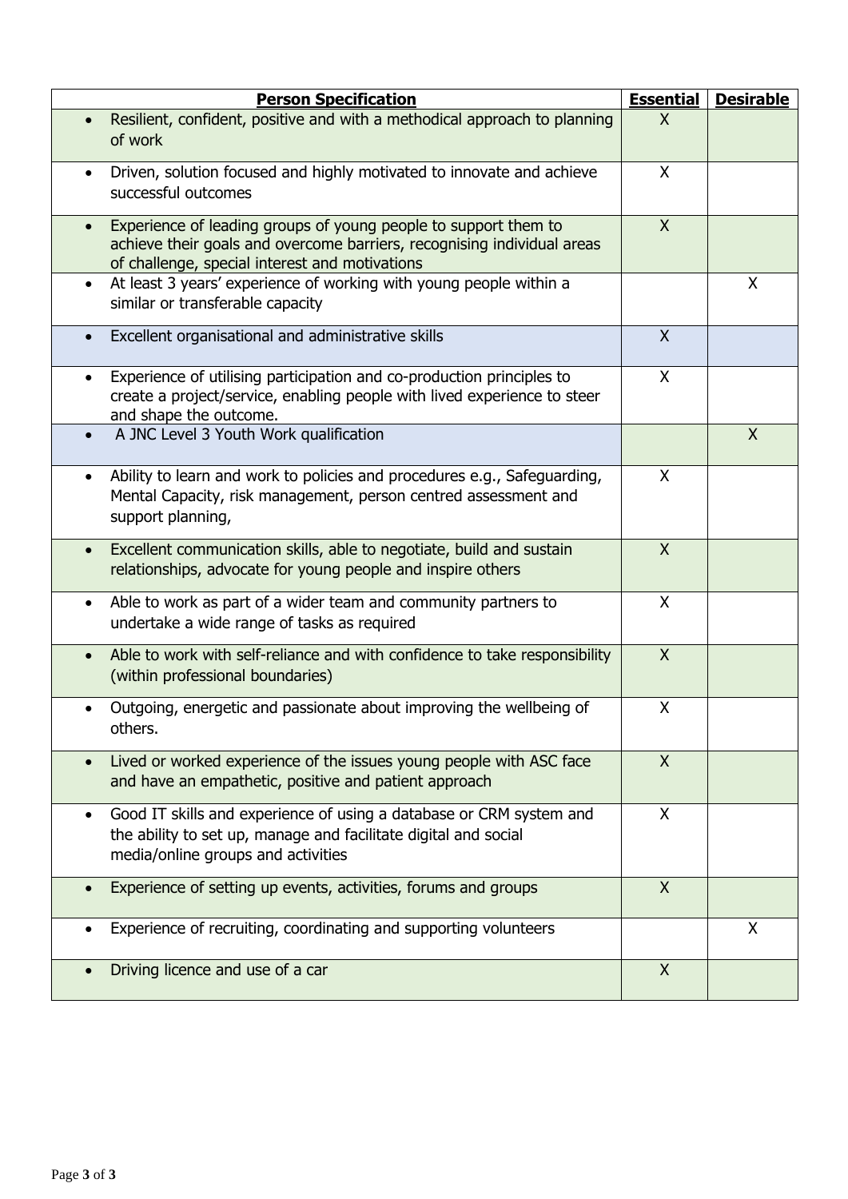| Person Specification | Essential | Desirable |
|---|---|---|
| • Resilient, confident, positive and with a methodical approach to planning of work | X | |
| • Driven, solution focused and highly motivated to innovate and achieve successful outcomes | X | |
| • Experience of leading groups of young people to support them to achieve their goals and overcome barriers, recognising individual areas of challenge, special interest and motivations | X | |
| • At least 3 years' experience of working with young people within a similar or transferable capacity | | X |
| • Excellent organisational and administrative skills | X | |
| • Experience of utilising participation and co-production principles to create a project/service, enabling people with lived experience to steer and shape the outcome. | X | |
| • A JNC Level 3 Youth Work qualification | | X |
| • Ability to learn and work to policies and procedures e.g., Safeguarding, Mental Capacity, risk management, person centred assessment and support planning, | X | |
| • Excellent communication skills, able to negotiate, build and sustain relationships, advocate for young people and inspire others | X | |
| • Able to work as part of a wider team and community partners to undertake a wide range of tasks as required | X | |
| • Able to work with self-reliance and with confidence to take responsibility (within professional boundaries) | X | |
| • Outgoing, energetic and passionate about improving the wellbeing of others. | X | |
| • Lived or worked experience of the issues young people with ASC face and have an empathetic, positive and patient approach | X | |
| • Good IT skills and experience of using a database or CRM system and the ability to set up, manage and facilitate digital and social media/online groups and activities | X | |
| • Experience of setting up events, activities, forums and groups | X | |
| • Experience of recruiting, coordinating and supporting volunteers | | X |
| • Driving licence and use of a car | X | |